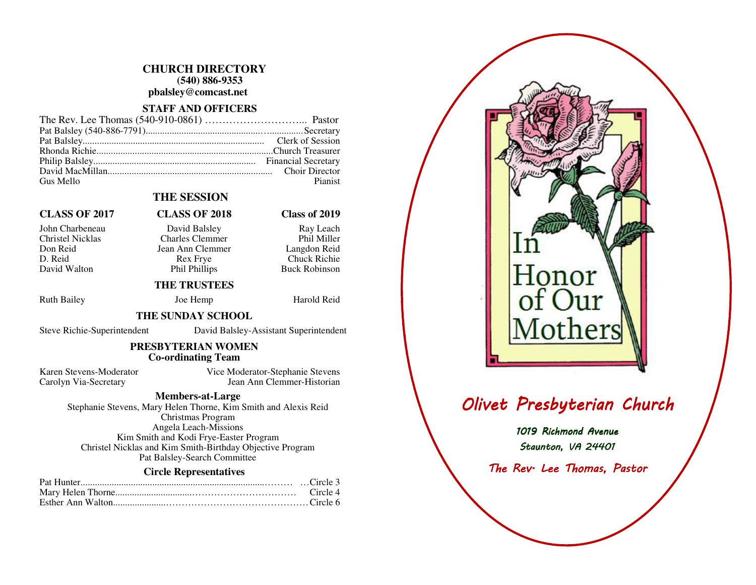## CHURCH DIRECTORY

**(540) 886-9353**

**pbalsley@comcast.net**

### STAFF AND OFFICERS

The Rev. Lee Thomas (540-910-0861) ………………………... Pastor
Pat Balsley (540-886-7791)........................................................Secretary
Pat Balsley............................................................................ Clerk of Session
Rhonda Richie.........................................................................Church Treasurer
Philip Balsley.................................................................... Financial Secretary
David MacMillan..................................................................... Choir Director
Gus Mello Pianist

### THE SESSION

| CLASS OF 2017 | CLASS OF 2018 | Class of 2019 |
|---|---|---|
| John Charbeneau | David Balsley | Ray Leach |
| Christel Nicklas | Charles Clemmer | Phil Miller |
| Don Reid | Jean Ann Clemmer | Langdon Reid |
| D. Reid | Rex Frye | Chuck Richie |
| David Walton | Phil Phillips | Buck Robinson |

### THE TRUSTEES

Ruth Bailey    Joe Hemp    Harold Reid

### THE SUNDAY SCHOOL

Steve Richie-Superintendent    David Balsley-Assistant Superintendent

### PRESBYTERIAN WOMEN
**Co-ordinating Team**

Karen Stevens-Moderator    Vice Moderator-Stephanie Stevens
Carolyn Via-Secretary    Jean Ann Clemmer-Historian

**Members-at-Large**

Stephanie Stevens, Mary Helen Thorne, Kim Smith and Alexis Reid
Christmas Program
Angela Leach-Missions
Kim Smith and Kodi Frye-Easter Program
Christel Nicklas and Kim Smith-Birthday Objective Program
Pat Balsley-Search Committee

**Circle Representatives**

Pat Hunter……………………………………………………………Circle 3
Mary Helen Thorne……………………………………………… Circle 4
Esther Ann Walton……………………………………………… Circle 6

In Honor of Our Mothers

*Olivet Presbyterian Church*

*1019 Richmond Avenue*
*Staunton, VA 24401*

*The Rev. Lee Thomas, Pastor*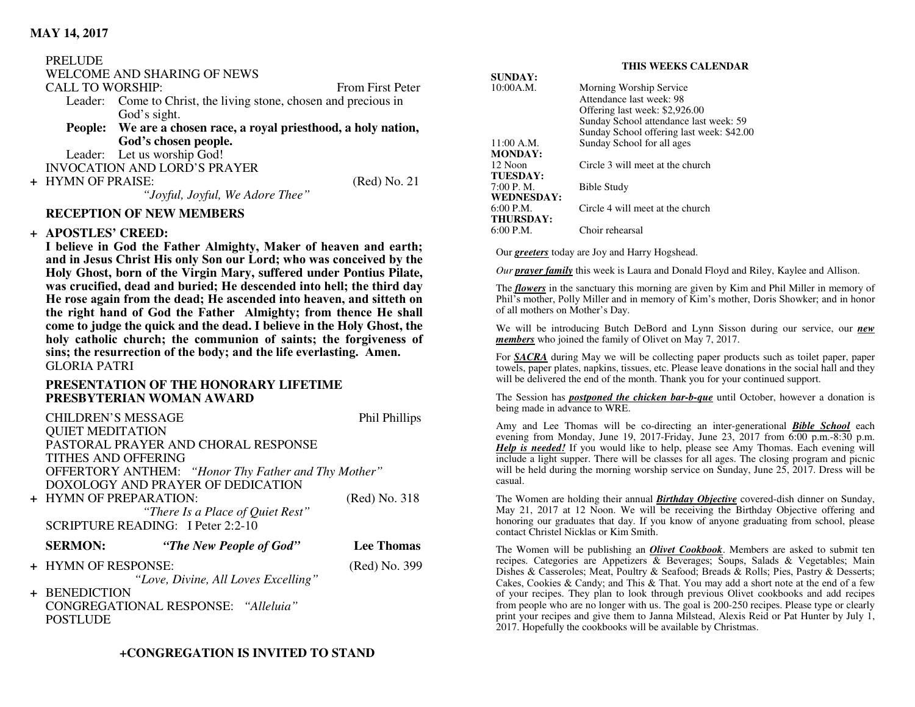**MAY 14, 2017**

PRELUDE
WELCOME AND SHARING OF NEWS
CALL TO WORSHIP: From First Peter

Leader: Come to Christ, the living stone, chosen and precious in God's sight.
**People: We are a chosen race, a royal priesthood, a holy nation, God's chosen people.**
Leader: Let us worship God!

INVOCATION AND LORD'S PRAYER
\+ HYMN OF PRAISE: (Red) No. 21
*"Joyful, Joyful, We Adore Thee"*

**RECEPTION OF NEW MEMBERS**

\+ **APOSTLES' CREED:**
**I believe in God the Father Almighty, Maker of heaven and earth; and in Jesus Christ His only Son our Lord; who was conceived by the Holy Ghost, born of the Virgin Mary, suffered under Pontius Pilate, was crucified, dead and buried; He descended into hell; the third day He rose again from the dead; He ascended into heaven, and sitteth on the right hand of God the Father Almighty; from thence He shall come to judge the quick and the dead. I believe in the Holy Ghost, the holy catholic church; the communion of saints; the forgiveness of sins; the resurrection of the body; and the life everlasting. Amen.**
GLORIA PATRI

**PRESENTATION OF THE HONORARY LIFETIME PRESBYTERIAN WOMAN AWARD**

CHILDREN'S MESSAGE Phil Phillips
QUIET MEDITATION
PASTORAL PRAYER AND CHORAL RESPONSE
TITHES AND OFFERING
OFFERTORY ANTHEM: *"Honor Thy Father and Thy Mother"*
DOXOLOGY AND PRAYER OF DEDICATION
\+ HYMN OF PREPARATION: (Red) No. 318
*"There Is a Place of Quiet Rest"*
SCRIPTURE READING: I Peter 2:2-10

**SERMON:** ***"The New People of God"*** **Lee Thomas**

\+ HYMN OF RESPONSE: (Red) No. 399
*"Love, Divine, All Loves Excelling"*
\+ BENEDICTION
CONGREGATIONAL RESPONSE: *"Alleluia"*
POSTLUDE

**+CONGREGATION IS INVITED TO STAND**

**THIS WEEKS CALENDAR**

| | |
|---|---|
| **SUNDAY:** | |
| 10:00A.M. | Morning Worship Service |
| | Attendance last week: 98 |
| | Offering last week: $2,926.00 |
| | Sunday School attendance last week: 59 |
| | Sunday School offering last week: $42.00 |
| 11:00 A.M. | Sunday School for all ages |
| **MONDAY:** | |
| 12 Noon | Circle 3 will meet at the church |
| **TUESDAY:** | |
| 7:00 P. M. | Bible Study |
| **WEDNESDAY:** | |
| 6:00 P.M. | Circle 4 will meet at the church |
| **THURSDAY:** | |
| 6:00 P.M. | Choir rehearsal |

Our ***greeters*** today are Joy and Harry Hogshead.

*Our* ***prayer family*** this week is Laura and Donald Floyd and Riley, Kaylee and Allison.

The ***flowers*** in the sanctuary this morning are given by Kim and Phil Miller in memory of Phil's mother, Polly Miller and in memory of Kim's mother, Doris Showker; and in honor of all mothers on Mother's Day.

We will be introducing Butch DeBord and Lynn Sisson during our service, our ***new members*** who joined the family of Olivet on May 7, 2017.

For ***SACRA*** during May we will be collecting paper products such as toilet paper, paper towels, paper plates, napkins, tissues, etc. Please leave donations in the social hall and they will be delivered the end of the month. Thank you for your continued support.

The Session has ***postponed the chicken bar-b-que*** until October, however a donation is being made in advance to WRE.

Amy and Lee Thomas will be co-directing an inter-generational ***Bible School*** each evening from Monday, June 19, 2017-Friday, June 23, 2017 from 6:00 p.m.-8:30 p.m. ***Help is needed!*** If you would like to help, please see Amy Thomas. Each evening will include a light supper. There will be classes for all ages. The closing program and picnic will be held during the morning worship service on Sunday, June 25, 2017. Dress will be casual.

The Women are holding their annual ***Birthday Objective*** covered-dish dinner on Sunday, May 21, 2017 at 12 Noon. We will be receiving the Birthday Objective offering and honoring our graduates that day. If you know of anyone graduating from school, please contact Christel Nicklas or Kim Smith.

The Women will be publishing an ***Olivet Cookbook***. Members are asked to submit ten recipes. Categories are Appetizers & Beverages; Soups, Salads & Vegetables; Main Dishes & Casseroles; Meat, Poultry & Seafood; Breads & Rolls; Pies, Pastry & Desserts; Cakes, Cookies & Candy; and This & That. You may add a short note at the end of a few of your recipes. They plan to look through previous Olivet cookbooks and add recipes from people who are no longer with us. The goal is 200-250 recipes. Please type or clearly print your recipes and give them to Janna Milstead, Alexis Reid or Pat Hunter by July 1, 2017. Hopefully the cookbooks will be available by Christmas.